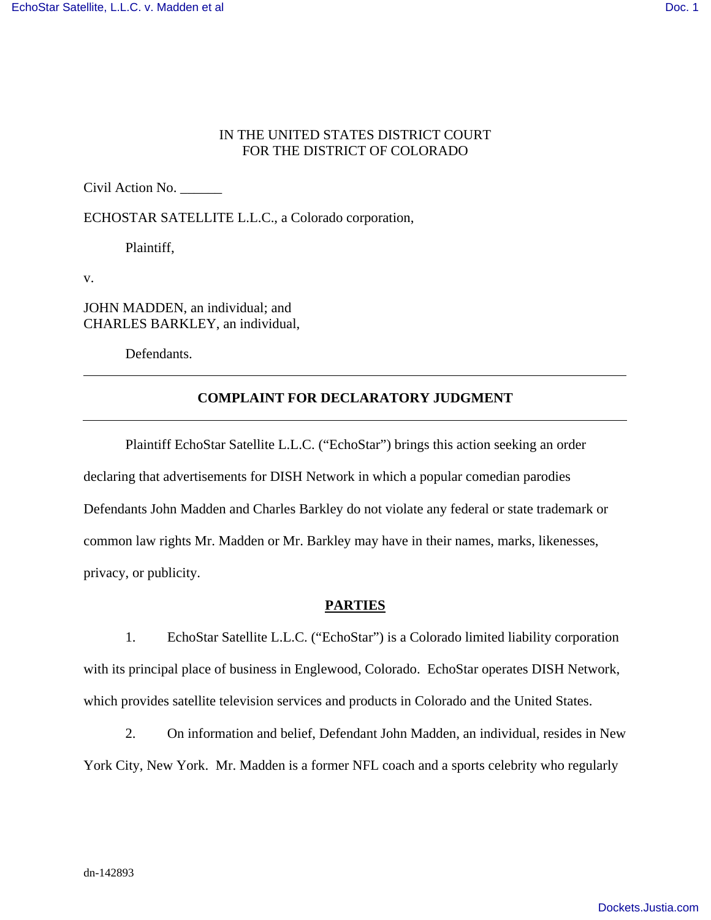IN THE UNITED STATES DISTRICT COURT
FOR THE DISTRICT OF COLORADO

Civil Action No. ______

ECHOSTAR SATELLITE L.L.C., a Colorado corporation,

Plaintiff,

v.

JOHN MADDEN, an individual; and
CHARLES BARKLEY, an individual,

Defendants.

---

**COMPLAINT FOR DECLARATORY JUDGMENT**

---

Plaintiff EchoStar Satellite L.L.C. ("EchoStar") brings this action seeking an order declaring that advertisements for DISH Network in which a popular comedian parodies Defendants John Madden and Charles Barkley do not violate any federal or state trademark or common law rights Mr. Madden or Mr. Barkley may have in their names, marks, likenesses, privacy, or publicity.

**PARTIES**

1. EchoStar Satellite L.L.C. ("EchoStar") is a Colorado limited liability corporation with its principal place of business in Englewood, Colorado. EchoStar operates DISH Network, which provides satellite television services and products in Colorado and the United States.

2. On information and belief, Defendant John Madden, an individual, resides in New York City, New York. Mr. Madden is a former NFL coach and a sports celebrity who regularly

dn-142893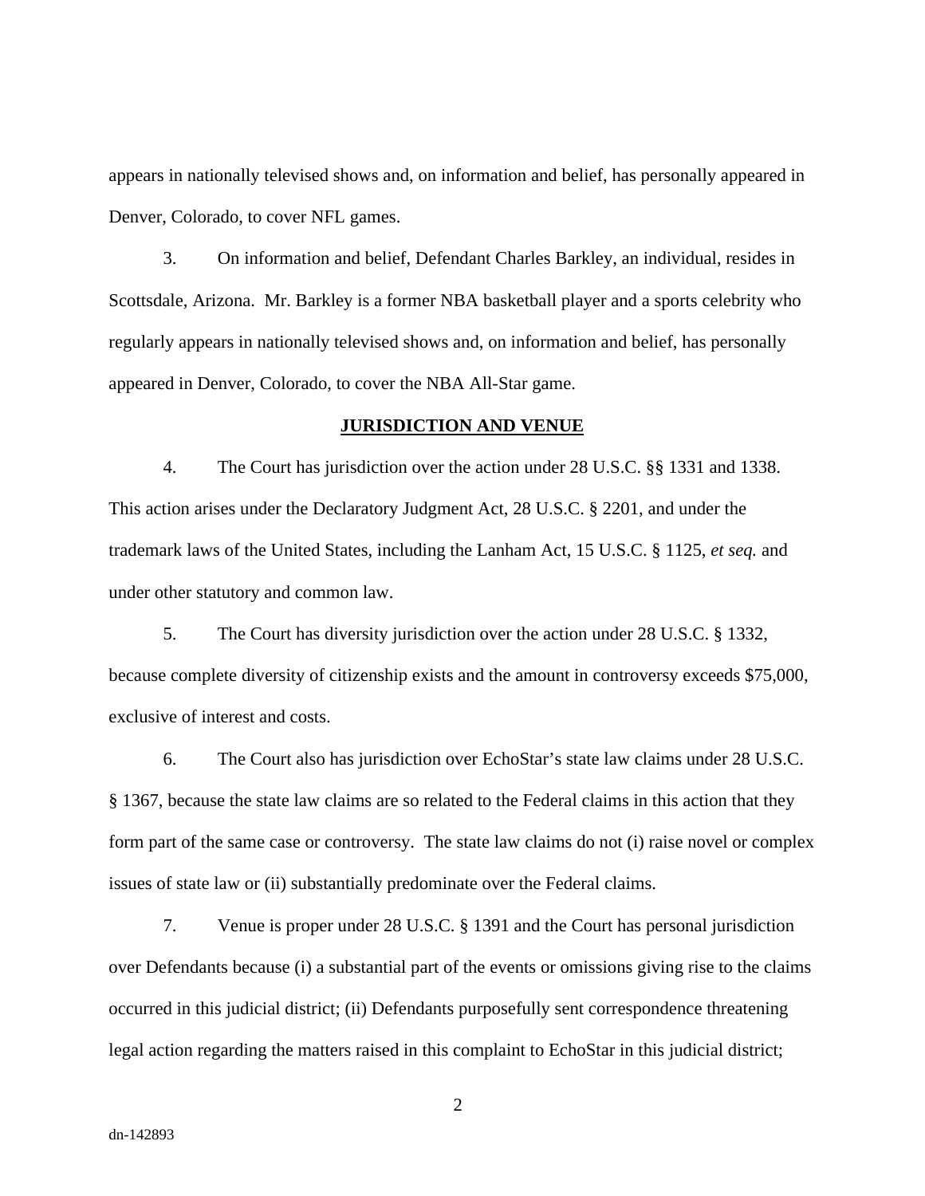appears in nationally televised shows and, on information and belief, has personally appeared in Denver, Colorado, to cover NFL games.

3. On information and belief, Defendant Charles Barkley, an individual, resides in Scottsdale, Arizona. Mr. Barkley is a former NBA basketball player and a sports celebrity who regularly appears in nationally televised shows and, on information and belief, has personally appeared in Denver, Colorado, to cover the NBA All-Star game.

## JURISDICTION AND VENUE

4. The Court has jurisdiction over the action under 28 U.S.C. §§ 1331 and 1338. This action arises under the Declaratory Judgment Act, 28 U.S.C. § 2201, and under the trademark laws of the United States, including the Lanham Act, 15 U.S.C. § 1125, *et seq.* and under other statutory and common law.

5. The Court has diversity jurisdiction over the action under 28 U.S.C. § 1332, because complete diversity of citizenship exists and the amount in controversy exceeds $75,000, exclusive of interest and costs.

6. The Court also has jurisdiction over EchoStar's state law claims under 28 U.S.C. § 1367, because the state law claims are so related to the Federal claims in this action that they form part of the same case or controversy. The state law claims do not (i) raise novel or complex issues of state law or (ii) substantially predominate over the Federal claims.

7. Venue is proper under 28 U.S.C. § 1391 and the Court has personal jurisdiction over Defendants because (i) a substantial part of the events or omissions giving rise to the claims occurred in this judicial district; (ii) Defendants purposefully sent correspondence threatening legal action regarding the matters raised in this complaint to EchoStar in this judicial district;

dn-142893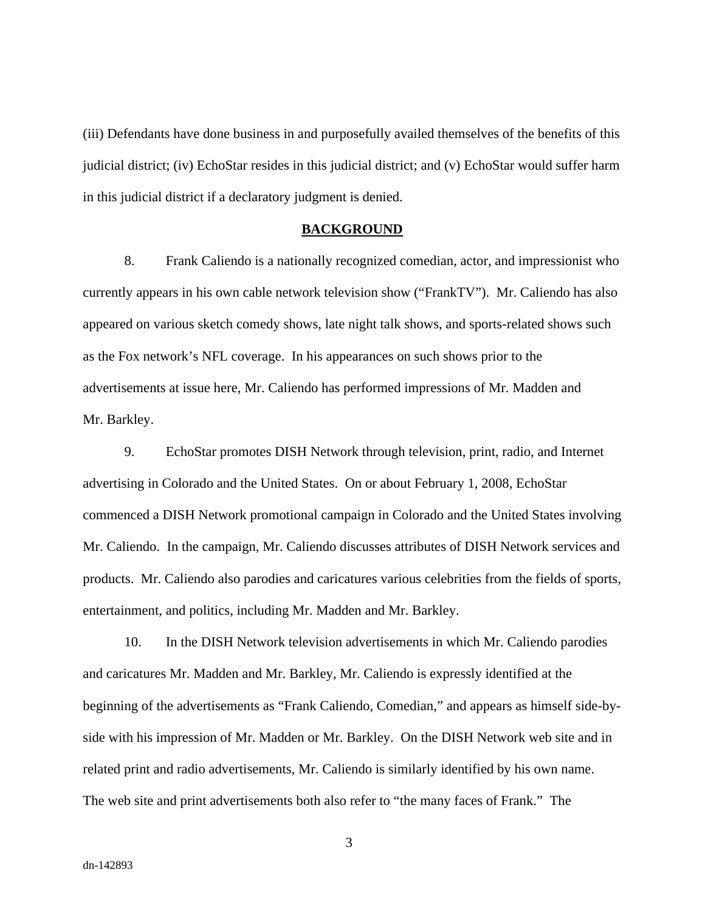(iii) Defendants have done business in and purposefully availed themselves of the benefits of this judicial district; (iv) EchoStar resides in this judicial district; and (v) EchoStar would suffer harm in this judicial district if a declaratory judgment is denied.

## BACKGROUND

8. Frank Caliendo is a nationally recognized comedian, actor, and impressionist who currently appears in his own cable network television show ("FrankTV"). Mr. Caliendo has also appeared on various sketch comedy shows, late night talk shows, and sports-related shows such as the Fox network's NFL coverage. In his appearances on such shows prior to the advertisements at issue here, Mr. Caliendo has performed impressions of Mr. Madden and Mr. Barkley.

9. EchoStar promotes DISH Network through television, print, radio, and Internet advertising in Colorado and the United States. On or about February 1, 2008, EchoStar commenced a DISH Network promotional campaign in Colorado and the United States involving Mr. Caliendo. In the campaign, Mr. Caliendo discusses attributes of DISH Network services and products. Mr. Caliendo also parodies and caricatures various celebrities from the fields of sports, entertainment, and politics, including Mr. Madden and Mr. Barkley.

10. In the DISH Network television advertisements in which Mr. Caliendo parodies and caricatures Mr. Madden and Mr. Barkley, Mr. Caliendo is expressly identified at the beginning of the advertisements as "Frank Caliendo, Comedian," and appears as himself side-by-side with his impression of Mr. Madden or Mr. Barkley. On the DISH Network web site and in related print and radio advertisements, Mr. Caliendo is similarly identified by his own name. The web site and print advertisements both also refer to "the many faces of Frank." The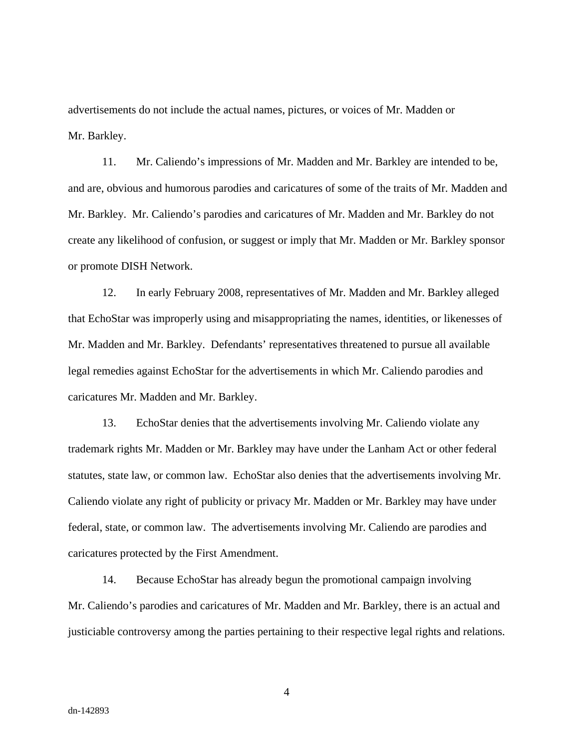advertisements do not include the actual names, pictures, or voices of Mr. Madden or Mr. Barkley.

11. Mr. Caliendo's impressions of Mr. Madden and Mr. Barkley are intended to be, and are, obvious and humorous parodies and caricatures of some of the traits of Mr. Madden and Mr. Barkley. Mr. Caliendo's parodies and caricatures of Mr. Madden and Mr. Barkley do not create any likelihood of confusion, or suggest or imply that Mr. Madden or Mr. Barkley sponsor or promote DISH Network.

12. In early February 2008, representatives of Mr. Madden and Mr. Barkley alleged that EchoStar was improperly using and misappropriating the names, identities, or likenesses of Mr. Madden and Mr. Barkley. Defendants' representatives threatened to pursue all available legal remedies against EchoStar for the advertisements in which Mr. Caliendo parodies and caricatures Mr. Madden and Mr. Barkley.

13. EchoStar denies that the advertisements involving Mr. Caliendo violate any trademark rights Mr. Madden or Mr. Barkley may have under the Lanham Act or other federal statutes, state law, or common law. EchoStar also denies that the advertisements involving Mr. Caliendo violate any right of publicity or privacy Mr. Madden or Mr. Barkley may have under federal, state, or common law. The advertisements involving Mr. Caliendo are parodies and caricatures protected by the First Amendment.

14. Because EchoStar has already begun the promotional campaign involving Mr. Caliendo's parodies and caricatures of Mr. Madden and Mr. Barkley, there is an actual and justiciable controversy among the parties pertaining to their respective legal rights and relations.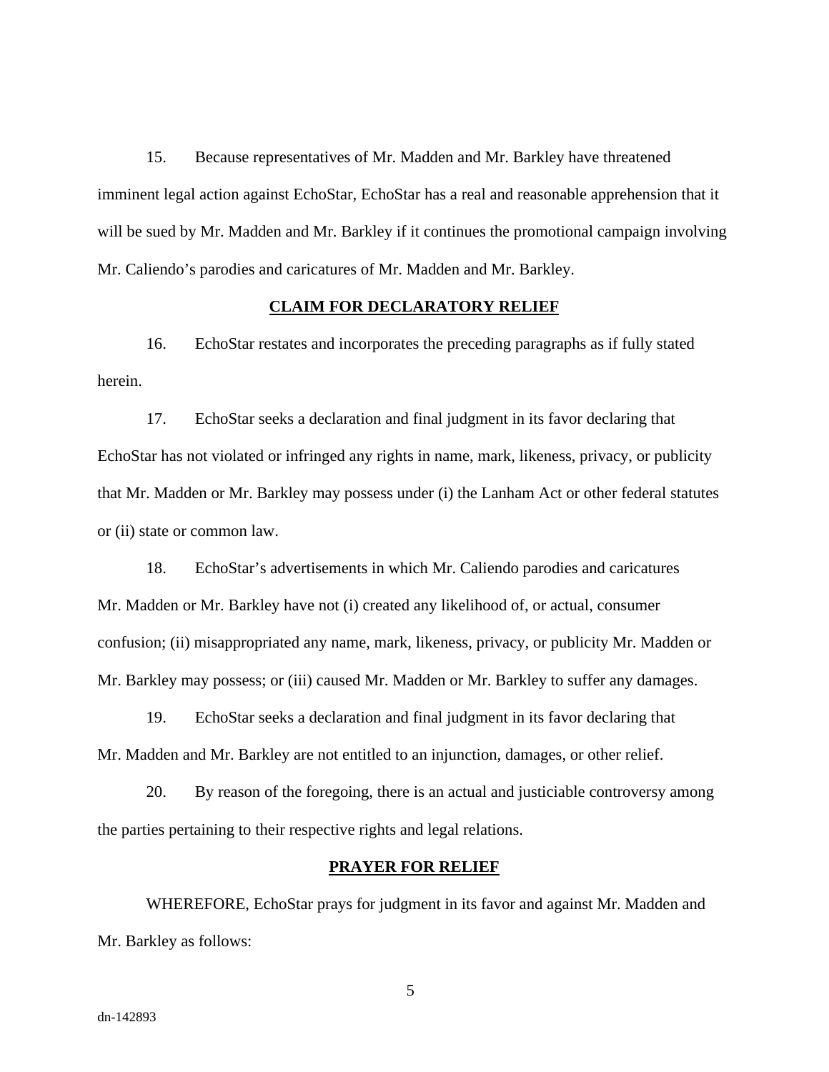15. Because representatives of Mr. Madden and Mr. Barkley have threatened imminent legal action against EchoStar, EchoStar has a real and reasonable apprehension that it will be sued by Mr. Madden and Mr. Barkley if it continues the promotional campaign involving Mr. Caliendo's parodies and caricatures of Mr. Madden and Mr. Barkley.

## CLAIM FOR DECLARATORY RELIEF

16. EchoStar restates and incorporates the preceding paragraphs as if fully stated herein.

17. EchoStar seeks a declaration and final judgment in its favor declaring that EchoStar has not violated or infringed any rights in name, mark, likeness, privacy, or publicity that Mr. Madden or Mr. Barkley may possess under (i) the Lanham Act or other federal statutes or (ii) state or common law.

18. EchoStar's advertisements in which Mr. Caliendo parodies and caricatures Mr. Madden or Mr. Barkley have not (i) created any likelihood of, or actual, consumer confusion; (ii) misappropriated any name, mark, likeness, privacy, or publicity Mr. Madden or Mr. Barkley may possess; or (iii) caused Mr. Madden or Mr. Barkley to suffer any damages.

19. EchoStar seeks a declaration and final judgment in its favor declaring that Mr. Madden and Mr. Barkley are not entitled to an injunction, damages, or other relief.

20. By reason of the foregoing, there is an actual and justiciable controversy among the parties pertaining to their respective rights and legal relations.

## PRAYER FOR RELIEF

WHEREFORE, EchoStar prays for judgment in its favor and against Mr. Madden and Mr. Barkley as follows: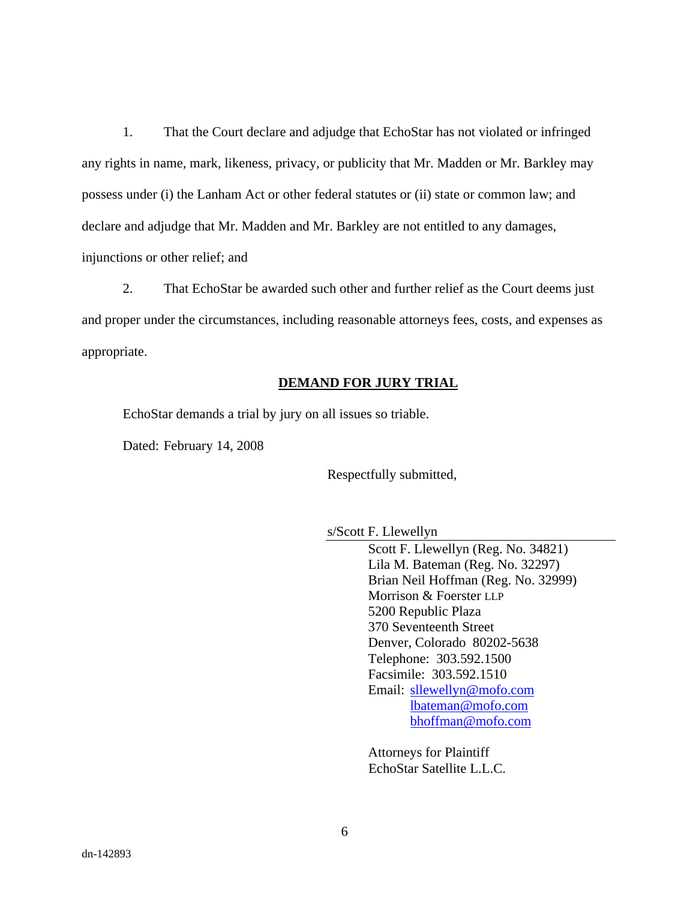1. That the Court declare and adjudge that EchoStar has not violated or infringed any rights in name, mark, likeness, privacy, or publicity that Mr. Madden or Mr. Barkley may possess under (i) the Lanham Act or other federal statutes or (ii) state or common law; and declare and adjudge that Mr. Madden and Mr. Barkley are not entitled to any damages, injunctions or other relief; and

2. That EchoStar be awarded such other and further relief as the Court deems just and proper under the circumstances, including reasonable attorneys fees, costs, and expenses as appropriate.

**DEMAND FOR JURY TRIAL**

EchoStar demands a trial by jury on all issues so triable.

Dated: February 14, 2008

Respectfully submitted,

s/Scott F. Llewellyn
Scott F. Llewellyn (Reg. No. 34821)
Lila M. Bateman (Reg. No. 32297)
Brian Neil Hoffman (Reg. No. 32999)
Morrison & Foerster LLP
5200 Republic Plaza
370 Seventeenth Street
Denver, Colorado 80202-5638
Telephone: 303.592.1500
Facsimile: 303.592.1510
Email: sllewellyn@mofo.com
lbateman@mofo.com
bhoffman@mofo.com

Attorneys for Plaintiff
EchoStar Satellite L.L.C.

dn-142893